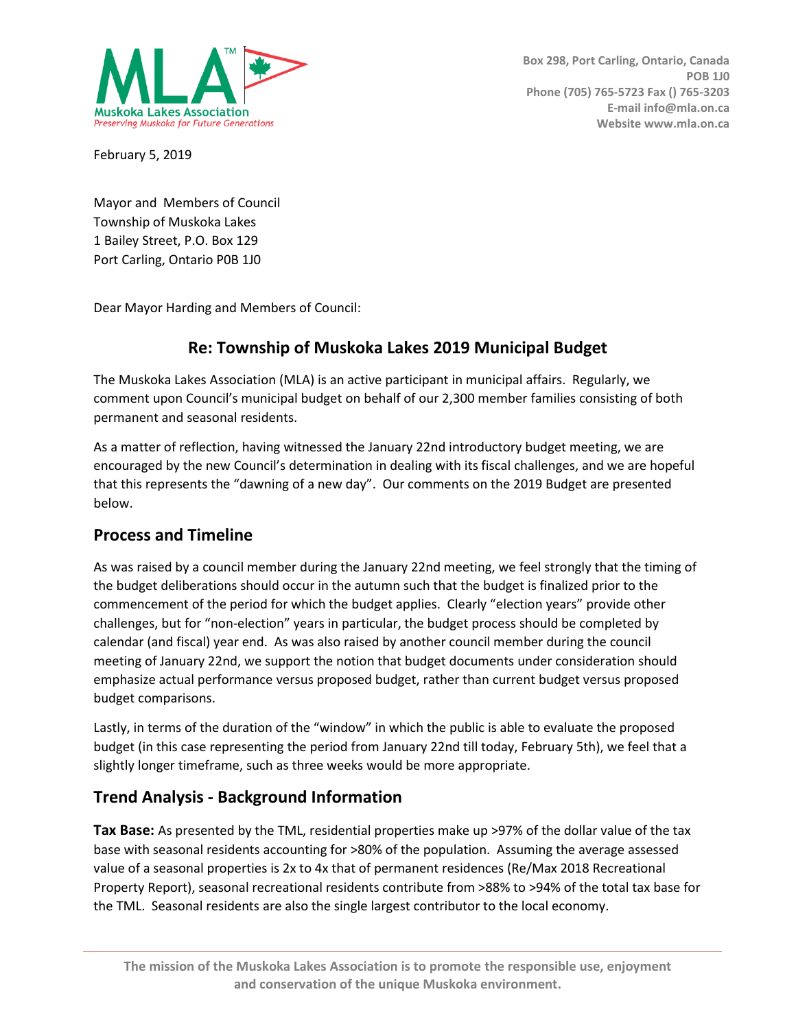MLA™

Muskoka Lakes Association

*Preserving Muskoka for Future Generations*

**Box 298, Port Carling, Ontario, Canada**
**POB 1J0**
**Phone (705) 765-5723 Fax () 765-3203**
**E-mail info@mla.on.ca**
**Website www.mla.on.ca**

February 5, 2019

Mayor and Members of Council
Township of Muskoka Lakes
1 Bailey Street, P.O. Box 129
Port Carling, Ontario P0B 1J0

Dear Mayor Harding and Members of Council:

## Re: Township of Muskoka Lakes 2019 Municipal Budget

The Muskoka Lakes Association (MLA) is an active participant in municipal affairs. Regularly, we comment upon Council's municipal budget on behalf of our 2,300 member families consisting of both permanent and seasonal residents.

As a matter of reflection, having witnessed the January 22nd introductory budget meeting, we are encouraged by the new Council's determination in dealing with its fiscal challenges, and we are hopeful that this represents the "dawning of a new day". Our comments on the 2019 Budget are presented below.

## Process and Timeline

As was raised by a council member during the January 22nd meeting, we feel strongly that the timing of the budget deliberations should occur in the autumn such that the budget is finalized prior to the commencement of the period for which the budget applies. Clearly "election years" provide other challenges, but for "non-election" years in particular, the budget process should be completed by calendar (and fiscal) year end. As was also raised by another council member during the council meeting of January 22nd, we support the notion that budget documents under consideration should emphasize actual performance versus proposed budget, rather than current budget versus proposed budget comparisons.

Lastly, in terms of the duration of the "window" in which the public is able to evaluate the proposed budget (in this case representing the period from January 22nd till today, February 5th), we feel that a slightly longer timeframe, such as three weeks would be more appropriate.

## Trend Analysis - Background Information

**Tax Base:** As presented by the TML, residential properties make up >97% of the dollar value of the tax base with seasonal residents accounting for >80% of the population. Assuming the average assessed value of a seasonal properties is 2x to 4x that of permanent residences (Re/Max 2018 Recreational Property Report), seasonal recreational residents contribute from >88% to >94% of the total tax base for the TML. Seasonal residents are also the single largest contributor to the local economy.

**The mission of the Muskoka Lakes Association is to promote the responsible use, enjoyment and conservation of the unique Muskoka environment.**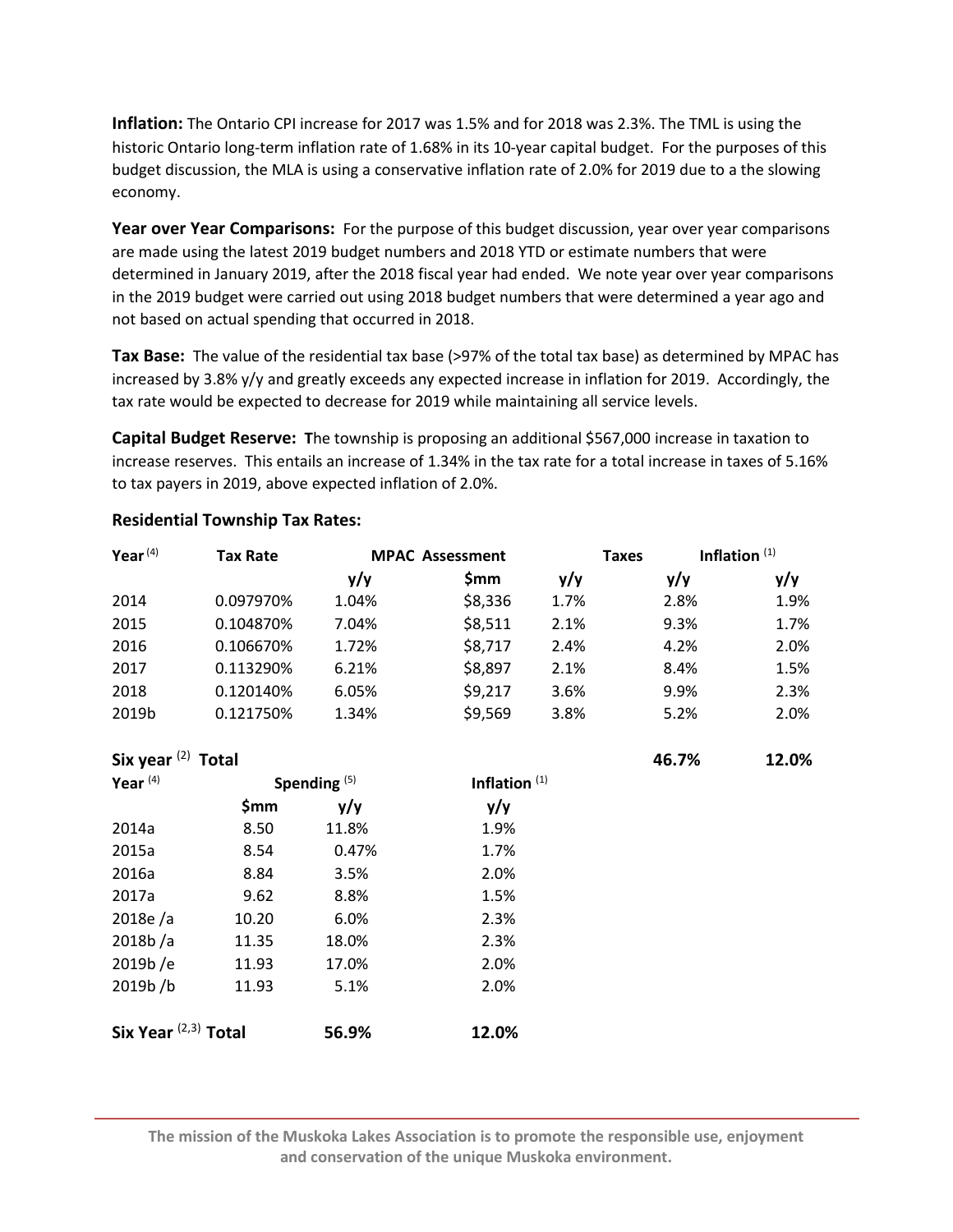**Inflation:** The Ontario CPI increase for 2017 was 1.5% and for 2018 was 2.3%. The TML is using the historic Ontario long-term inflation rate of 1.68% in its 10-year capital budget. For the purposes of this budget discussion, the MLA is using a conservative inflation rate of 2.0% for 2019 due to a the slowing economy.

**Year over Year Comparisons:** For the purpose of this budget discussion, year over year comparisons are made using the latest 2019 budget numbers and 2018 YTD or estimate numbers that were determined in January 2019, after the 2018 fiscal year had ended. We note year over year comparisons in the 2019 budget were carried out using 2018 budget numbers that were determined a year ago and not based on actual spending that occurred in 2018.

**Tax Base:** The value of the residential tax base (>97% of the total tax base) as determined by MPAC has increased by 3.8% y/y and greatly exceeds any expected increase in inflation for 2019. Accordingly, the tax rate would be expected to decrease for 2019 while maintaining all service levels.

**Capital Budget Reserve:** **T**he township is proposing an additional $567,000 increase in taxation to increase reserves. This entails an increase of 1.34% in the tax rate for a total increase in taxes of 5.16% to tax payers in 2019, above expected inflation of 2.0%.

**Residential Township Tax Rates:**

| **Year** [4] | **Tax Rate** | | **MPAC Assessment** | | **Taxes** | **Inflation** [1] |
|---|---|---|---|---|---|---|
| | | **y/y** | **$mm** | **y/y** | **y/y** | **y/y** |
| 2014 | 0.097970% | 1.04% | $8,336 | 1.7% | 2.8% | 1.9% |
| 2015 | 0.104870% | 7.04% | $8,511 | 2.1% | 9.3% | 1.7% |
| 2016 | 0.106670% | 1.72% | $8,717 | 2.4% | 4.2% | 2.0% |
| 2017 | 0.113290% | 6.21% | $8,897 | 2.1% | 8.4% | 1.5% |
| 2018 | 0.120140% | 6.05% | $9,217 | 3.6% | 9.9% | 2.3% |
| 2019b | 0.121750% | 1.34% | $9,569 | 3.8% | 5.2% | 2.0% |
| **Six year** [2] **Total** | | | | | **46.7%** | **12.0%** |

| **Year** [4] | **Spending** [5] | | **Inflation** [1] |
|---|---|---|---|
| | **$mm** | **y/y** | **y/y** |
| 2014a | 8.50 | 11.8% | 1.9% |
| 2015a | 8.54 | 0.47% | 1.7% |
| 2016a | 8.84 | 3.5% | 2.0% |
| 2017a | 9.62 | 8.8% | 1.5% |
| 2018e /a | 10.20 | 6.0% | 2.3% |
| 2018b /a | 11.35 | 18.0% | 2.3% |
| 2019b /e | 11.93 | 17.0% | 2.0% |
| 2019b /b | 11.93 | 5.1% | 2.0% |
| **Six Year** [2,3] **Total** | | **56.9%** | **12.0%** |

**The mission of the Muskoka Lakes Association is to promote the responsible use, enjoyment and conservation of the unique Muskoka environment.**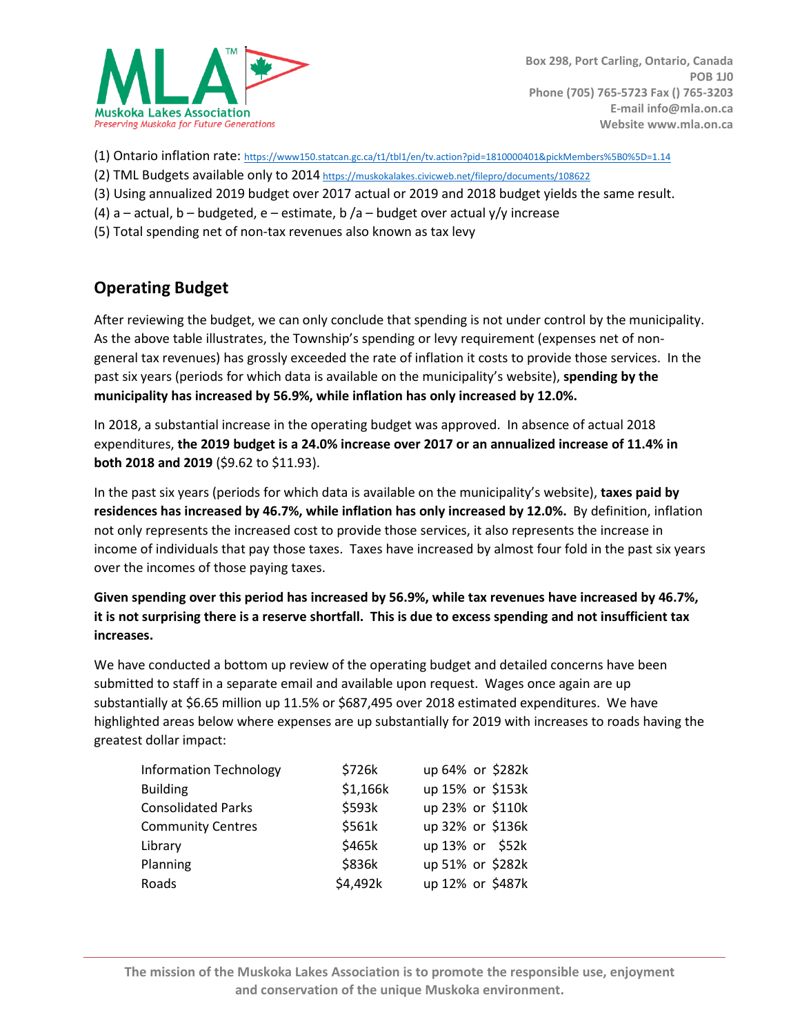(1) Ontario inflation rate: https://www150.statcan.gc.ca/t1/tbl1/en/tv.action?pid=1810000401&pickMembers%5B0%5D=1.14

(2) TML Budgets available only to 2014 https://muskokalakes.civicweb.net/filepro/documents/108622

(3) Using annualized 2019 budget over 2017 actual or 2019 and 2018 budget yields the same result.

(4) a – actual, b – budgeted, e – estimate, b /a – budget over actual y/y increase

(5) Total spending net of non-tax revenues also known as tax levy

## Operating Budget

After reviewing the budget, we can only conclude that spending is not under control by the municipality. As the above table illustrates, the Township's spending or levy requirement (expenses net of non-general tax revenues) has grossly exceeded the rate of inflation it costs to provide those services. In the past six years (periods for which data is available on the municipality's website), **spending by the municipality has increased by 56.9%, while inflation has only increased by 12.0%.**

In 2018, a substantial increase in the operating budget was approved. In absence of actual 2018 expenditures, **the 2019 budget is a 24.0% increase over 2017 or an annualized increase of 11.4% in both 2018 and 2019** ($9.62 to $11.93).

In the past six years (periods for which data is available on the municipality's website), **taxes paid by residences has increased by 46.7%, while inflation has only increased by 12.0%.** By definition, inflation not only represents the increased cost to provide those services, it also represents the increase in income of individuals that pay those taxes. Taxes have increased by almost four fold in the past six years over the incomes of those paying taxes.

**Given spending over this period has increased by 56.9%, while tax revenues have increased by 46.7%, it is not surprising there is a reserve shortfall. This is due to excess spending and not insufficient tax increases.**

We have conducted a bottom up review of the operating budget and detailed concerns have been submitted to staff in a separate email and available upon request. Wages once again are up substantially at $6.65 million up 11.5% or $687,495 over 2018 estimated expenditures. We have highlighted areas below where expenses are up substantially for 2019 with increases to roads having the greatest dollar impact:

| | | |
|---|---|---|
| Information Technology | $726k | up 64% or $282k |
| Building | $1,166k | up 15% or $153k |
| Consolidated Parks | $593k | up 23% or $110k |
| Community Centres | $561k | up 32% or $136k |
| Library | $465k | up 13% or $52k |
| Planning | $836k | up 51% or $282k |
| Roads | $4,492k | up 12% or $487k |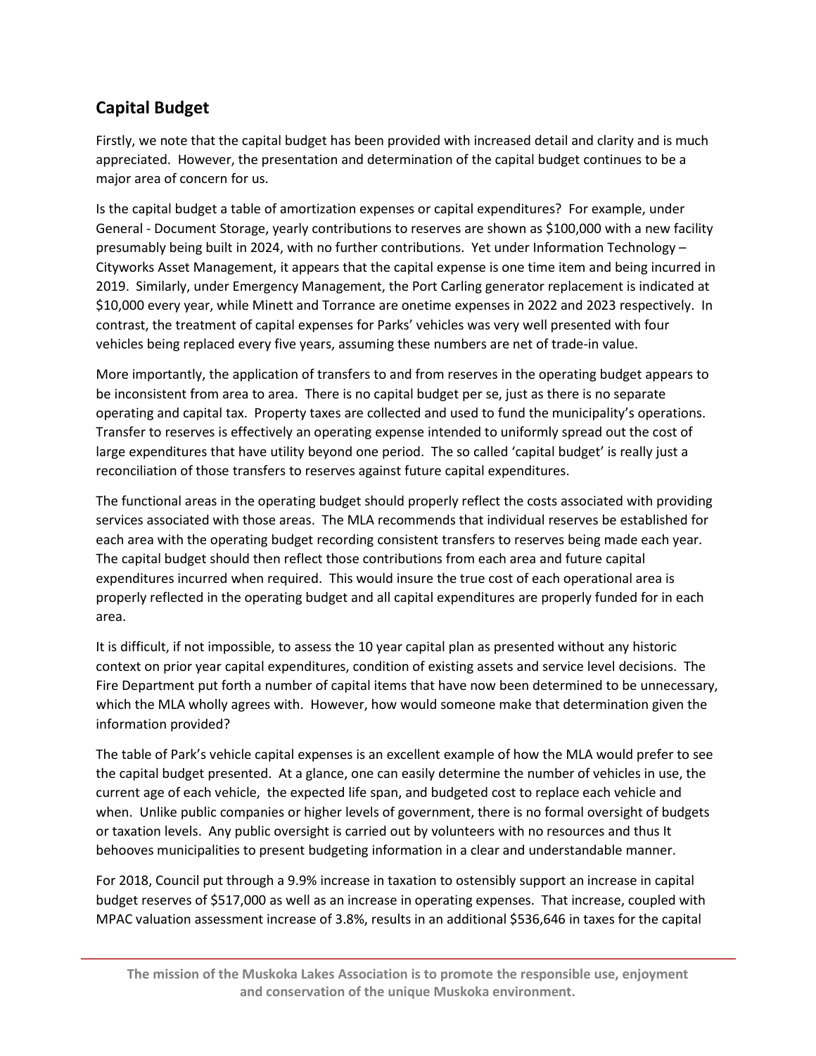## Capital Budget

Firstly, we note that the capital budget has been provided with increased detail and clarity and is much appreciated. However, the presentation and determination of the capital budget continues to be a major area of concern for us.

Is the capital budget a table of amortization expenses or capital expenditures? For example, under General - Document Storage, yearly contributions to reserves are shown as $100,000 with a new facility presumably being built in 2024, with no further contributions. Yet under Information Technology – Cityworks Asset Management, it appears that the capital expense is one time item and being incurred in 2019. Similarly, under Emergency Management, the Port Carling generator replacement is indicated at $10,000 every year, while Minett and Torrance are onetime expenses in 2022 and 2023 respectively. In contrast, the treatment of capital expenses for Parks' vehicles was very well presented with four vehicles being replaced every five years, assuming these numbers are net of trade-in value.

More importantly, the application of transfers to and from reserves in the operating budget appears to be inconsistent from area to area. There is no capital budget per se, just as there is no separate operating and capital tax. Property taxes are collected and used to fund the municipality's operations. Transfer to reserves is effectively an operating expense intended to uniformly spread out the cost of large expenditures that have utility beyond one period. The so called 'capital budget' is really just a reconciliation of those transfers to reserves against future capital expenditures.

The functional areas in the operating budget should properly reflect the costs associated with providing services associated with those areas. The MLA recommends that individual reserves be established for each area with the operating budget recording consistent transfers to reserves being made each year. The capital budget should then reflect those contributions from each area and future capital expenditures incurred when required. This would insure the true cost of each operational area is properly reflected in the operating budget and all capital expenditures are properly funded for in each area.

It is difficult, if not impossible, to assess the 10 year capital plan as presented without any historic context on prior year capital expenditures, condition of existing assets and service level decisions. The Fire Department put forth a number of capital items that have now been determined to be unnecessary, which the MLA wholly agrees with. However, how would someone make that determination given the information provided?

The table of Park's vehicle capital expenses is an excellent example of how the MLA would prefer to see the capital budget presented. At a glance, one can easily determine the number of vehicles in use, the current age of each vehicle, the expected life span, and budgeted cost to replace each vehicle and when. Unlike public companies or higher levels of government, there is no formal oversight of budgets or taxation levels. Any public oversight is carried out by volunteers with no resources and thus It behooves municipalities to present budgeting information in a clear and understandable manner.

For 2018, Council put through a 9.9% increase in taxation to ostensibly support an increase in capital budget reserves of $517,000 as well as an increase in operating expenses. That increase, coupled with MPAC valuation assessment increase of 3.8%, results in an additional $536,646 in taxes for the capital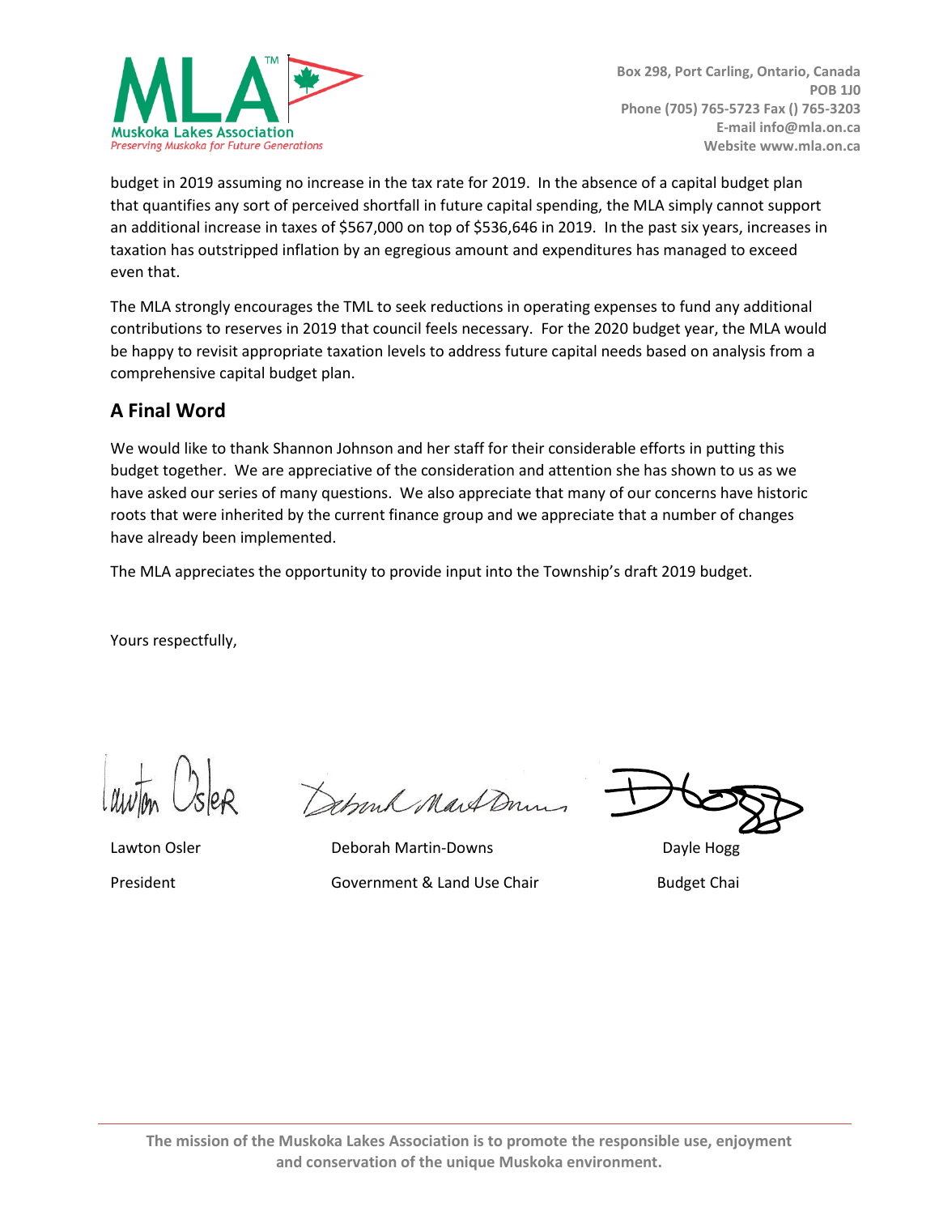budget in 2019 assuming no increase in the tax rate for 2019. In the absence of a capital budget plan that quantifies any sort of perceived shortfall in future capital spending, the MLA simply cannot support an additional increase in taxes of $567,000 on top of $536,646 in 2019. In the past six years, increases in taxation has outstripped inflation by an egregious amount and expenditures has managed to exceed even that.

The MLA strongly encourages the TML to seek reductions in operating expenses to fund any additional contributions to reserves in 2019 that council feels necessary. For the 2020 budget year, the MLA would be happy to revisit appropriate taxation levels to address future capital needs based on analysis from a comprehensive capital budget plan.

## A Final Word

We would like to thank Shannon Johnson and her staff for their considerable efforts in putting this budget together. We are appreciative of the consideration and attention she has shown to us as we have asked our series of many questions. We also appreciate that many of our concerns have historic roots that were inherited by the current finance group and we appreciate that a number of changes have already been implemented.

The MLA appreciates the opportunity to provide input into the Township's draft 2019 budget.

Yours respectfully,

Lawton Osler
President

Deborah Martin-Downs
Government & Land Use Chair

Dayle Hogg
Budget Chai